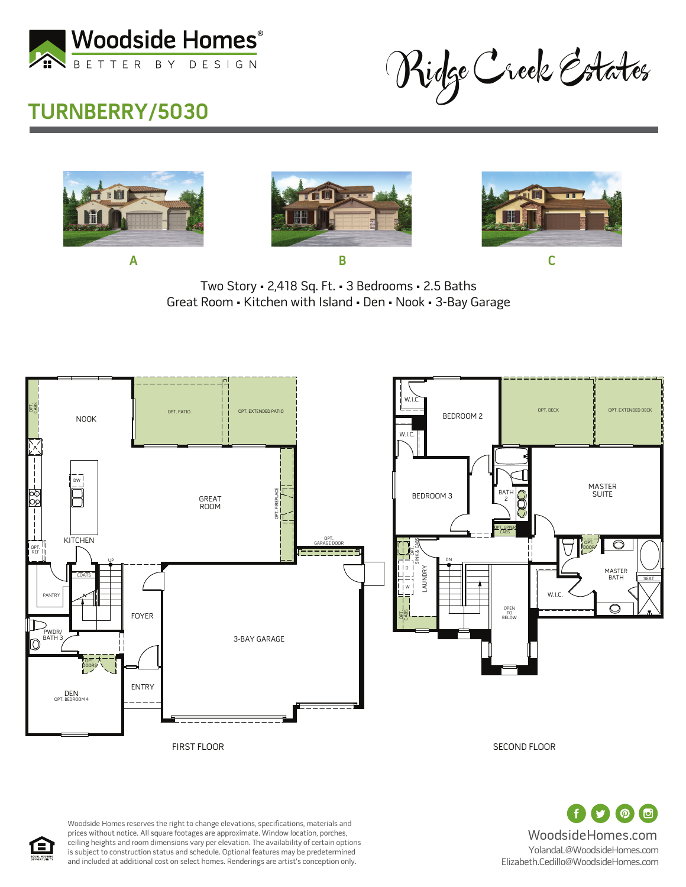# Woodside Homes®

BETTER BY DESIGN

Ridge Creek Estates

## TURNBERRY/5030

A

B

C

Two Story ▪ 2,418 Sq. Ft. ▪ 3 Bedrooms ▪ 2.5 Baths
Great Room ▪ Kitchen with Island ▪ Den ▪ Nook ▪ 3-Bay Garage

FIRST FLOOR

NOOK, OPT. PATIO, OPT. EXTENDED PATIO, OPT. CABS, GREAT ROOM, OPT. FIREPLACE, DW, KITCHEN, OPT. REF, OPT. GARAGE DOOR, UP, COATS, PANTRY, FOYER, PWDR/ BATH 3, 3-BAY GARAGE, OPT. DOORS, ENTRY, DEN, OPT. BEDROOM 4

SECOND FLOOR

W.I.C., BEDROOM 2, OPT. DECK, OPT. EXTENDED DECK, W.I.C., BEDROOM 3, BATH 2, MASTER SUITE, OPT. UPPER CABS, OPT. SINK & CABS, D, W, LAUNDRY, DN, OPT. DOOR, MASTER BATH, SEAT, W.I.C., OPEN TO BELOW, OPT. CABS

Woodside Homes reserves the right to change elevations, specifications, materials and prices without notice. All square footages are approximate. Window location, porches, ceiling heights and room dimensions vary per elevation. The availability of certain options is subject to construction status and schedule. Optional features may be predetermined and included at additional cost on select homes. Renderings are artist's conception only.

EQUAL HOUSING OPPORTUNITY

WoodsideHomes.com
YolandaL@WoodsideHomes.com
Elizabeth.Cedillo@WoodsideHomes.com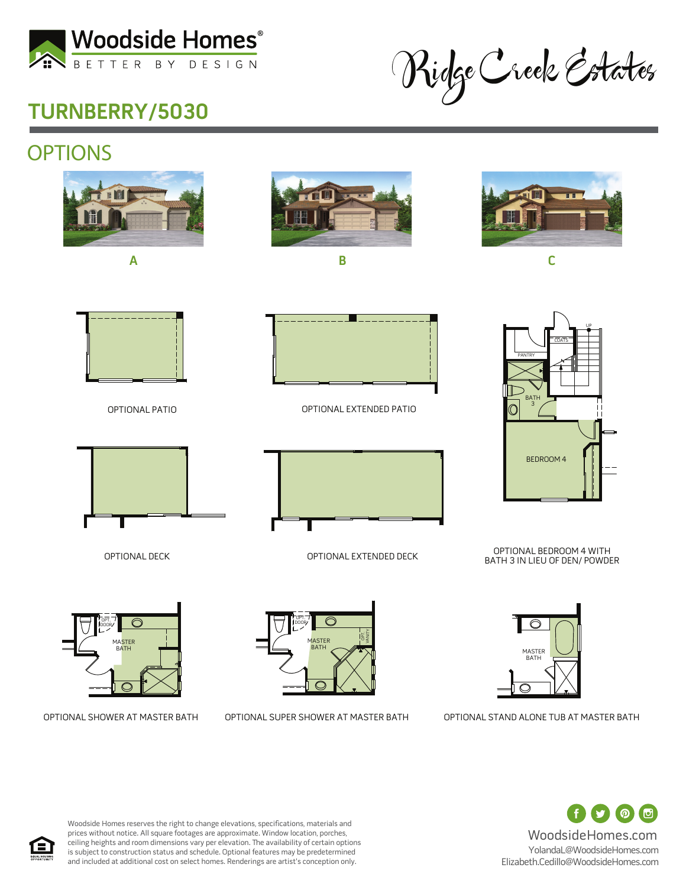Woodside Homes®
BETTER BY DESIGN

Ridge Creek Estates

# TURNBERRY/5030

## OPTIONS

A

B

C

OPTIONAL PATIO

OPTIONAL EXTENDED PATIO

OPTIONAL BEDROOM 4 WITH BATH 3 IN LIEU OF DEN/ POWDER

OPTIONAL DECK

OPTIONAL EXTENDED DECK

OPTIONAL SHOWER AT MASTER BATH

OPTIONAL SUPER SHOWER AT MASTER BATH

OPTIONAL STAND ALONE TUB AT MASTER BATH

Woodside Homes reserves the right to change elevations, specifications, materials and prices without notice. All square footages are approximate. Window location, porches, ceiling heights and room dimensions vary per elevation. The availability of certain options is subject to construction status and schedule. Optional features may be predetermined and included at additional cost on select homes. Renderings are artist's conception only.

WoodsideHomes.com
YolandaL@WoodsideHomes.com
Elizabeth.Cedillo@WoodsideHomes.com